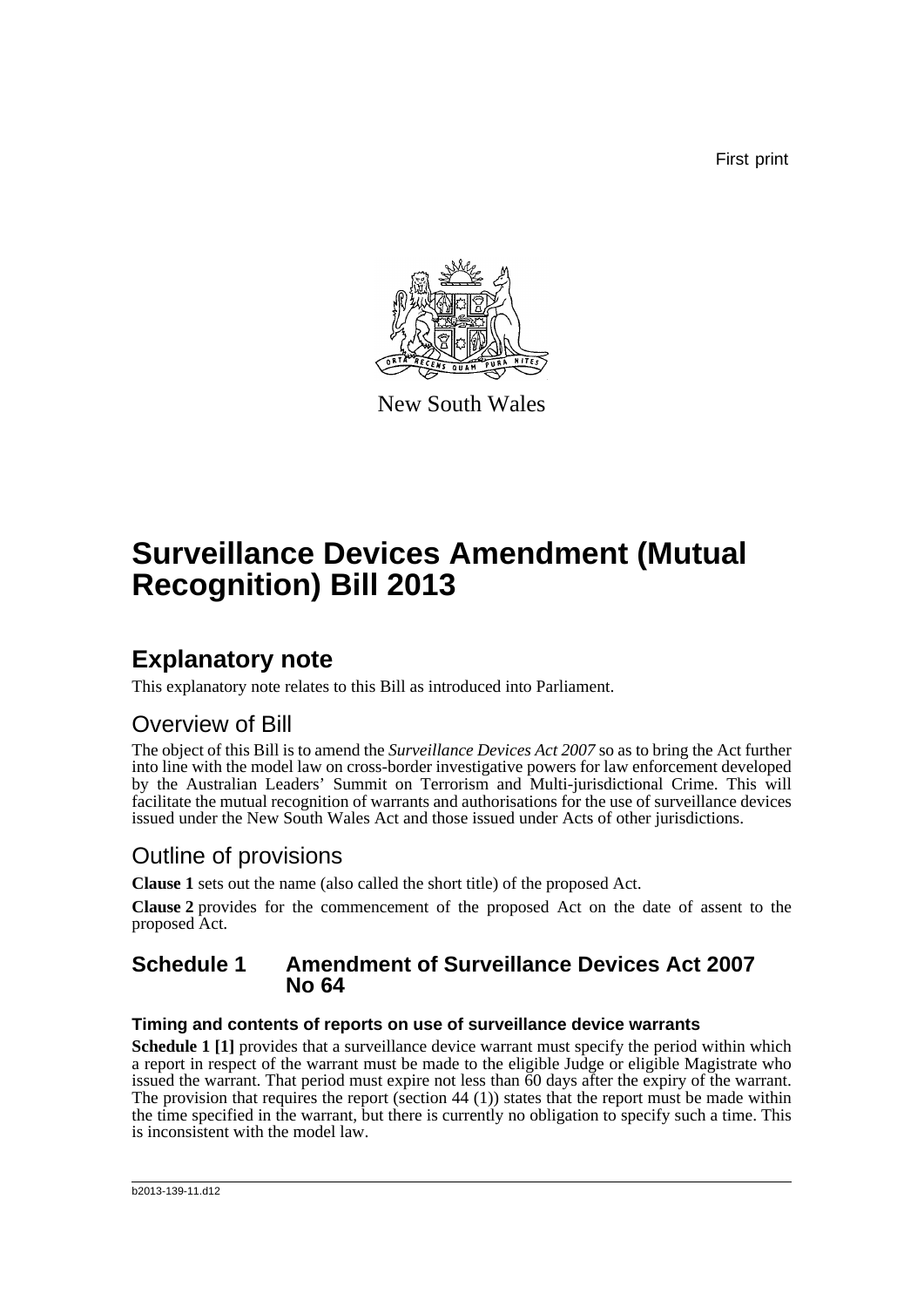First print

New South Wales

# Surveillance Devices Amendment (Mutual Recognition) Bill 2013

## Explanatory note

This explanatory note relates to this Bill as introduced into Parliament.

### Overview of Bill

The object of this Bill is to amend the *Surveillance Devices Act 2007* so as to bring the Act further into line with the model law on cross-border investigative powers for law enforcement developed by the Australian Leaders' Summit on Terrorism and Multi-jurisdictional Crime. This will facilitate the mutual recognition of warrants and authorisations for the use of surveillance devices issued under the New South Wales Act and those issued under Acts of other jurisdictions.

### Outline of provisions

**Clause 1** sets out the name (also called the short title) of the proposed Act.

**Clause 2** provides for the commencement of the proposed Act on the date of assent to the proposed Act.

### Schedule 1 Amendment of Surveillance Devices Act 2007 No 64

#### Timing and contents of reports on use of surveillance device warrants

**Schedule 1 [1]** provides that a surveillance device warrant must specify the period within which a report in respect of the warrant must be made to the eligible Judge or eligible Magistrate who issued the warrant. That period must expire not less than 60 days after the expiry of the warrant. The provision that requires the report (section 44 (1)) states that the report must be made within the time specified in the warrant, but there is currently no obligation to specify such a time. This is inconsistent with the model law.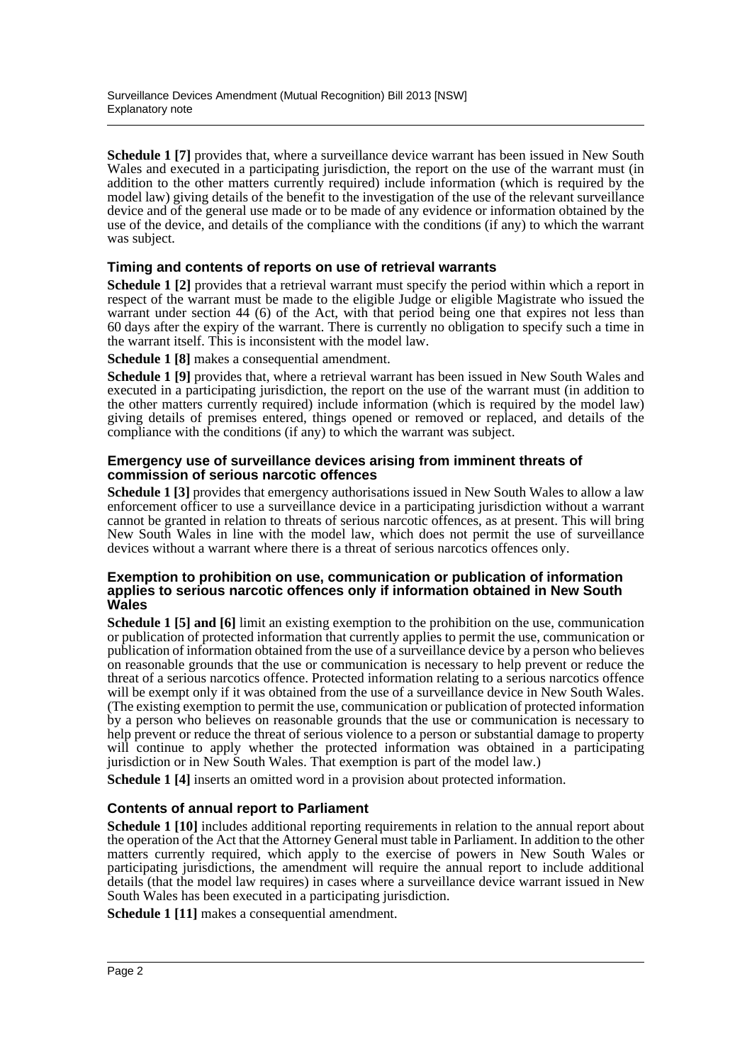**Schedule 1 [7]** provides that, where a surveillance device warrant has been issued in New South Wales and executed in a participating jurisdiction, the report on the use of the warrant must (in addition to the other matters currently required) include information (which is required by the model law) giving details of the benefit to the investigation of the use of the relevant surveillance device and of the general use made or to be made of any evidence or information obtained by the use of the device, and details of the compliance with the conditions (if any) to which the warrant was subject.

### Timing and contents of reports on use of retrieval warrants

**Schedule 1 [2]** provides that a retrieval warrant must specify the period within which a report in respect of the warrant must be made to the eligible Judge or eligible Magistrate who issued the warrant under section 44 (6) of the Act, with that period being one that expires not less than 60 days after the expiry of the warrant. There is currently no obligation to specify such a time in the warrant itself. This is inconsistent with the model law.

**Schedule 1 [8]** makes a consequential amendment.

**Schedule 1 [9]** provides that, where a retrieval warrant has been issued in New South Wales and executed in a participating jurisdiction, the report on the use of the warrant must (in addition to the other matters currently required) include information (which is required by the model law) giving details of premises entered, things opened or removed or replaced, and details of the compliance with the conditions (if any) to which the warrant was subject.

### Emergency use of surveillance devices arising from imminent threats of commission of serious narcotic offences

**Schedule 1 [3]** provides that emergency authorisations issued in New South Wales to allow a law enforcement officer to use a surveillance device in a participating jurisdiction without a warrant cannot be granted in relation to threats of serious narcotic offences, as at present. This will bring New South Wales in line with the model law, which does not permit the use of surveillance devices without a warrant where there is a threat of serious narcotics offences only.

### Exemption to prohibition on use, communication or publication of information applies to serious narcotic offences only if information obtained in New South Wales

**Schedule 1 [5] and [6]** limit an existing exemption to the prohibition on the use, communication or publication of protected information that currently applies to permit the use, communication or publication of information obtained from the use of a surveillance device by a person who believes on reasonable grounds that the use or communication is necessary to help prevent or reduce the threat of a serious narcotics offence. Protected information relating to a serious narcotics offence will be exempt only if it was obtained from the use of a surveillance device in New South Wales. (The existing exemption to permit the use, communication or publication of protected information by a person who believes on reasonable grounds that the use or communication is necessary to help prevent or reduce the threat of serious violence to a person or substantial damage to property will continue to apply whether the protected information was obtained in a participating jurisdiction or in New South Wales. That exemption is part of the model law.)

**Schedule 1 [4]** inserts an omitted word in a provision about protected information.

### Contents of annual report to Parliament

**Schedule 1 [10]** includes additional reporting requirements in relation to the annual report about the operation of the Act that the Attorney General must table in Parliament. In addition to the other matters currently required, which apply to the exercise of powers in New South Wales or participating jurisdictions, the amendment will require the annual report to include additional details (that the model law requires) in cases where a surveillance device warrant issued in New South Wales has been executed in a participating jurisdiction.

**Schedule 1 [11]** makes a consequential amendment.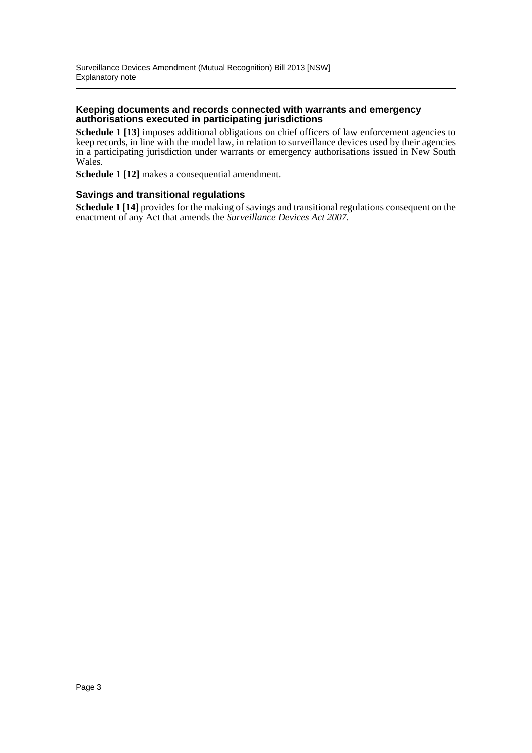#### Keeping documents and records connected with warrants and emergency authorisations executed in participating jurisdictions

**Schedule 1 [13]** imposes additional obligations on chief officers of law enforcement agencies to keep records, in line with the model law, in relation to surveillance devices used by their agencies in a participating jurisdiction under warrants or emergency authorisations issued in New South Wales.

**Schedule 1 [12]** makes a consequential amendment.

### Savings and transitional regulations

**Schedule 1 [14]** provides for the making of savings and transitional regulations consequent on the enactment of any Act that amends the *Surveillance Devices Act 2007*.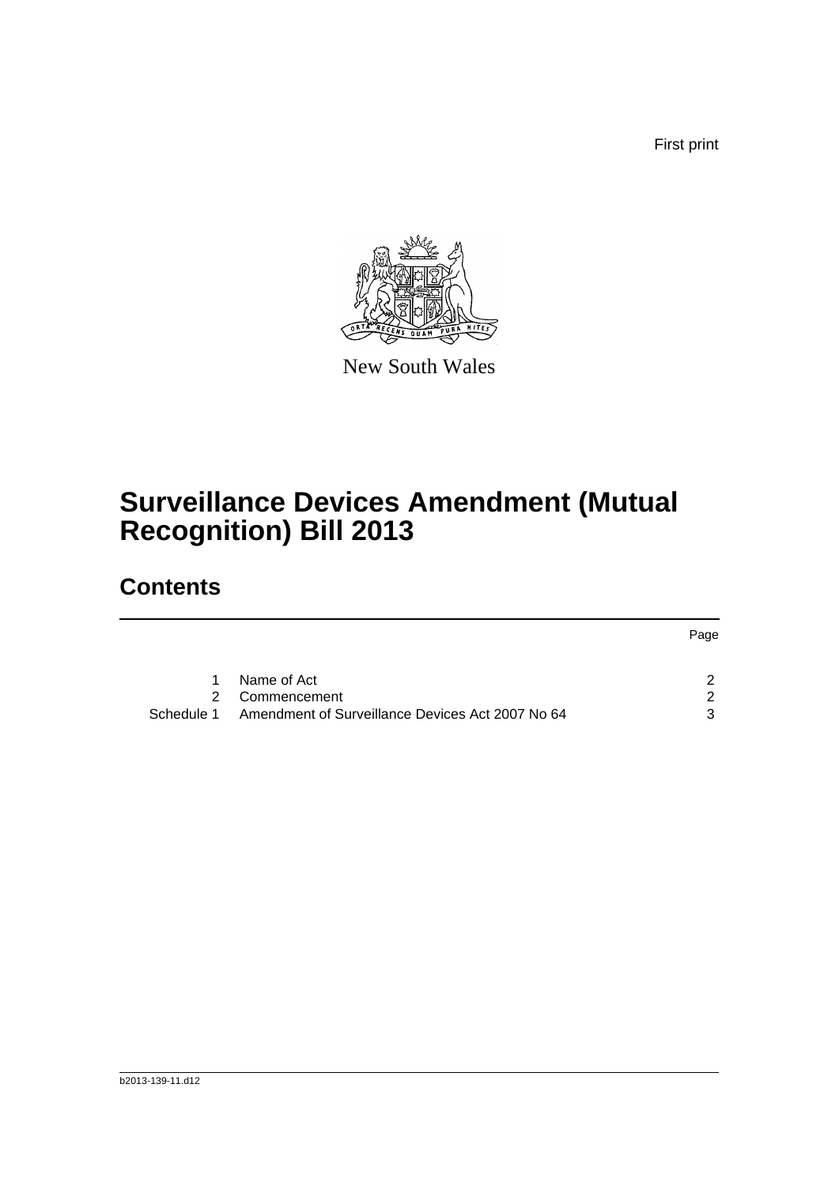First print

New South Wales

# Surveillance Devices Amendment (Mutual Recognition) Bill 2013

## Contents

| | | Page |
|---|---|---|
| 1 | Name of Act | 2 |
| 2 | Commencement | 2 |
| Schedule 1 | Amendment of Surveillance Devices Act 2007 No 64 | 3 |

b2013-139-11.d12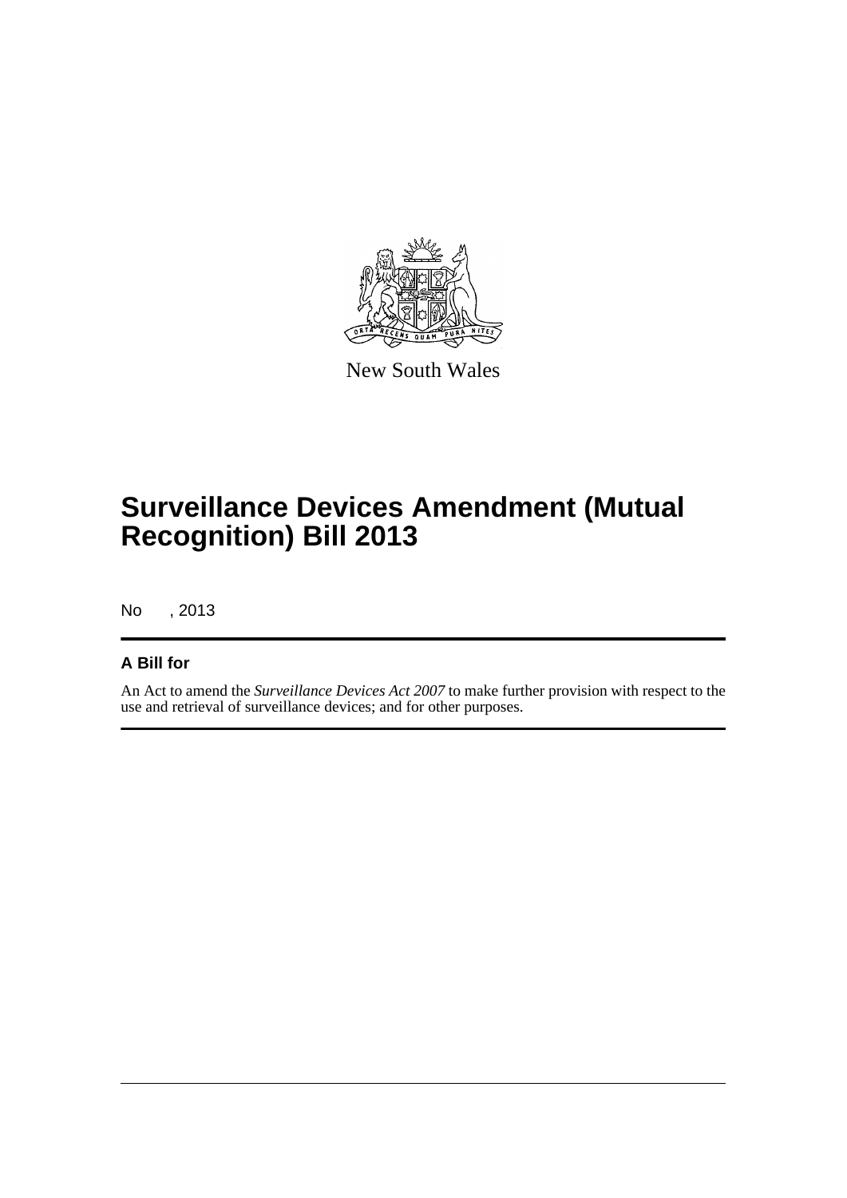New South Wales

# Surveillance Devices Amendment (Mutual Recognition) Bill 2013

No , 2013

## A Bill for

An Act to amend the *Surveillance Devices Act 2007* to make further provision with respect to the use and retrieval of surveillance devices; and for other purposes.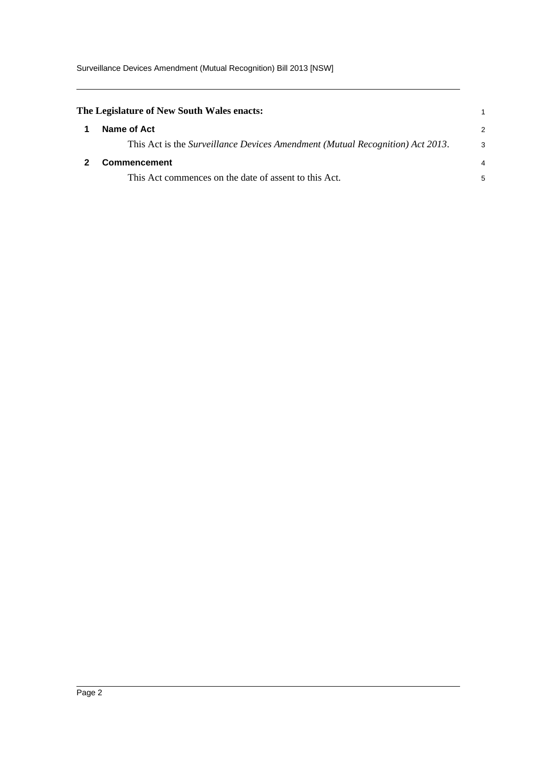**The Legislature of New South Wales enacts:**

## 1 Name of Act

This Act is the *Surveillance Devices Amendment (Mutual Recognition) Act 2013*.

## 2 Commencement

This Act commences on the date of assent to this Act.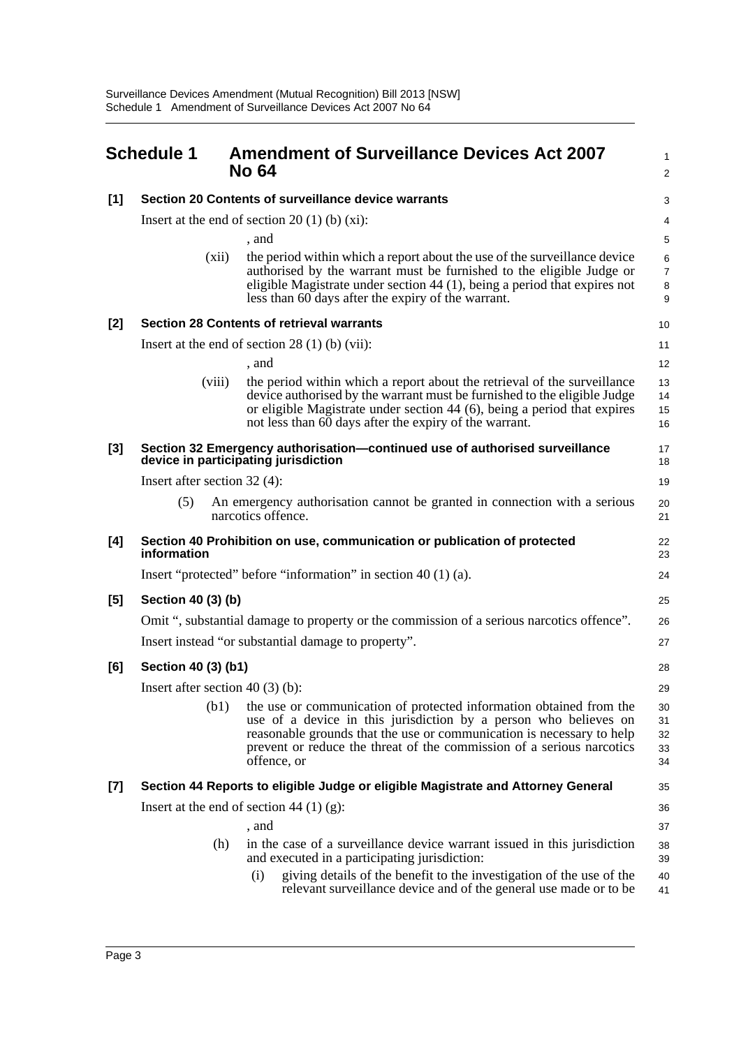## Schedule 1 Amendment of Surveillance Devices Act 2007 No 64

### [1] Section 20 Contents of surveillance device warrants

Insert at the end of section 20 (1) (b) (xi):

, and

(xii) the period within which a report about the use of the surveillance device authorised by the warrant must be furnished to the eligible Judge or eligible Magistrate under section 44 (1), being a period that expires not less than 60 days after the expiry of the warrant.

### [2] Section 28 Contents of retrieval warrants

Insert at the end of section 28 (1) (b) (vii):

, and

(viii) the period within which a report about the retrieval of the surveillance device authorised by the warrant must be furnished to the eligible Judge or eligible Magistrate under section 44 (6), being a period that expires not less than 60 days after the expiry of the warrant.

### [3] Section 32 Emergency authorisation—continued use of authorised surveillance device in participating jurisdiction

Insert after section 32 (4):

(5) An emergency authorisation cannot be granted in connection with a serious narcotics offence.

### [4] Section 40 Prohibition on use, communication or publication of protected information

Insert "protected" before "information" in section 40 (1) (a).

### [5] Section 40 (3) (b)

Omit ", substantial damage to property or the commission of a serious narcotics offence".

Insert instead "or substantial damage to property".

### [6] Section 40 (3) (b1)

Insert after section 40 (3) (b):

(b1) the use or communication of protected information obtained from the use of a device in this jurisdiction by a person who believes on reasonable grounds that the use or communication is necessary to help prevent or reduce the threat of the commission of a serious narcotics offence, or

### [7] Section 44 Reports to eligible Judge or eligible Magistrate and Attorney General

Insert at the end of section 44 (1) (g):

, and

(h) in the case of a surveillance device warrant issued in this jurisdiction and executed in a participating jurisdiction:

(i) giving details of the benefit to the investigation of the use of the relevant surveillance device and of the general use made or to be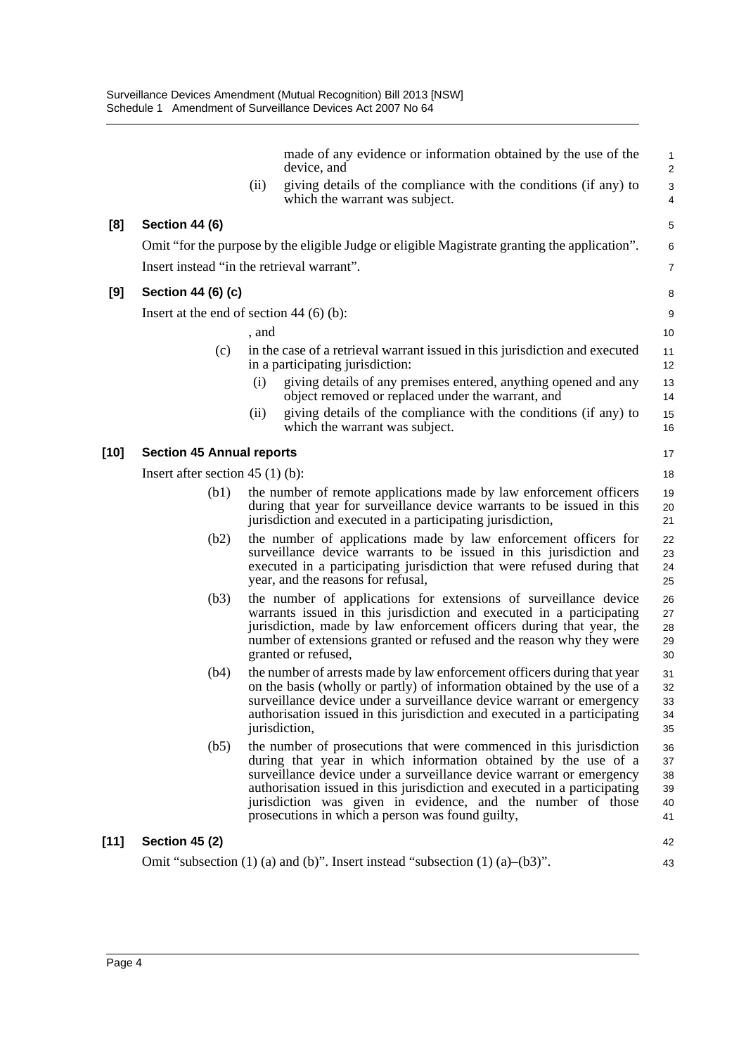made of any evidence or information obtained by the use of the device, and

(ii) giving details of the compliance with the conditions (if any) to which the warrant was subject.

**[8] Section 44 (6)**

Omit "for the purpose by the eligible Judge or eligible Magistrate granting the application". Insert instead "in the retrieval warrant".

**[9] Section 44 (6) (c)**

Insert at the end of section 44 (6) (b):

, and

(c) in the case of a retrieval warrant issued in this jurisdiction and executed in a participating jurisdiction:

(i) giving details of any premises entered, anything opened and any object removed or replaced under the warrant, and

(ii) giving details of the compliance with the conditions (if any) to which the warrant was subject.

**[10] Section 45 Annual reports**

Insert after section 45 (1) (b):

(b1) the number of remote applications made by law enforcement officers during that year for surveillance device warrants to be issued in this jurisdiction and executed in a participating jurisdiction,

(b2) the number of applications made by law enforcement officers for surveillance device warrants to be issued in this jurisdiction and executed in a participating jurisdiction that were refused during that year, and the reasons for refusal,

(b3) the number of applications for extensions of surveillance device warrants issued in this jurisdiction and executed in a participating jurisdiction, made by law enforcement officers during that year, the number of extensions granted or refused and the reason why they were granted or refused,

(b4) the number of arrests made by law enforcement officers during that year on the basis (wholly or partly) of information obtained by the use of a surveillance device under a surveillance device warrant or emergency authorisation issued in this jurisdiction and executed in a participating jurisdiction,

(b5) the number of prosecutions that were commenced in this jurisdiction during that year in which information obtained by the use of a surveillance device under a surveillance device warrant or emergency authorisation issued in this jurisdiction and executed in a participating jurisdiction was given in evidence, and the number of those prosecutions in which a person was found guilty,

**[11] Section 45 (2)**

Omit "subsection (1) (a) and (b)". Insert instead "subsection (1) (a)–(b3)".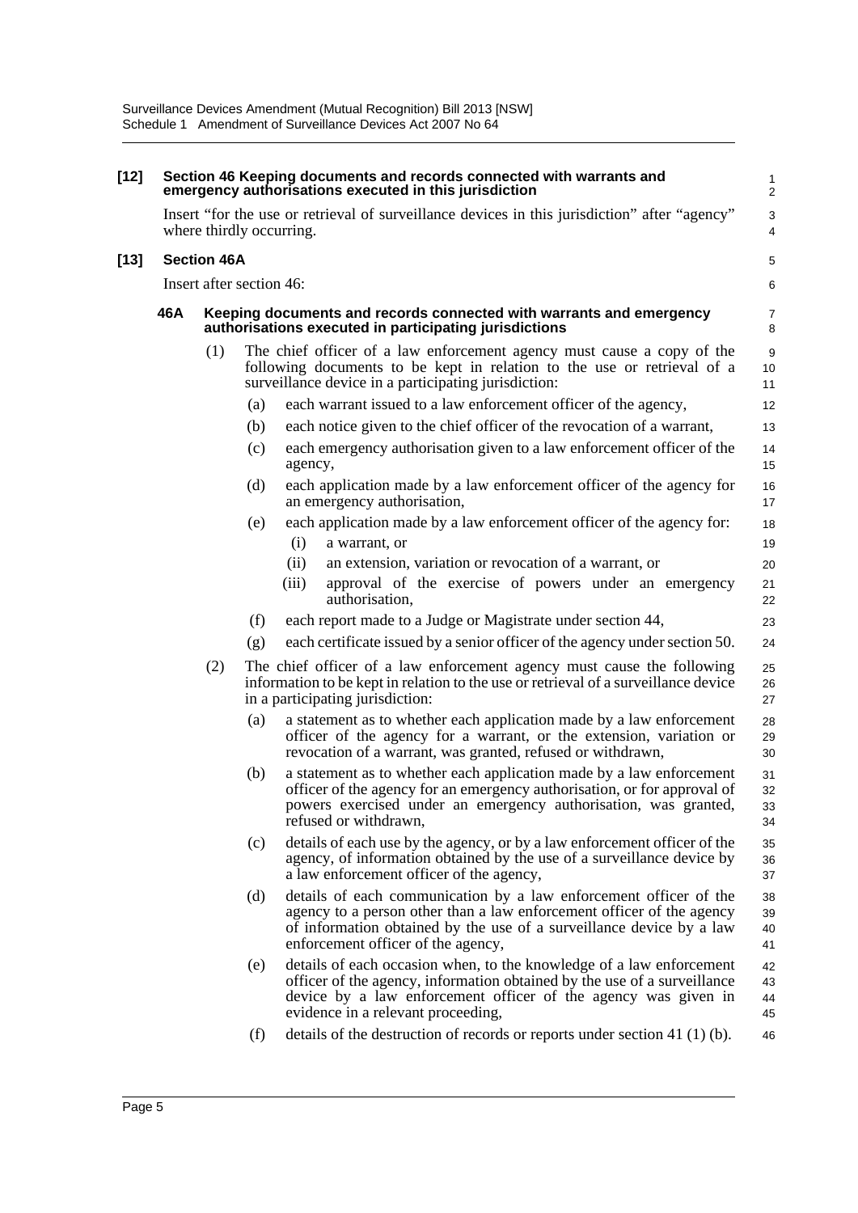**[12] Section 46 Keeping documents and records connected with warrants and emergency authorisations executed in this jurisdiction**

Insert "for the use or retrieval of surveillance devices in this jurisdiction" after "agency" where thirdly occurring.

**[13] Section 46A**

Insert after section 46:

**46A Keeping documents and records connected with warrants and emergency authorisations executed in participating jurisdictions**

(1) The chief officer of a law enforcement agency must cause a copy of the following documents to be kept in relation to the use or retrieval of a surveillance device in a participating jurisdiction:

- (a) each warrant issued to a law enforcement officer of the agency,
- (b) each notice given to the chief officer of the revocation of a warrant,
- (c) each emergency authorisation given to a law enforcement officer of the agency,
- (d) each application made by a law enforcement officer of the agency for an emergency authorisation,
- (e) each application made by a law enforcement officer of the agency for:
  - (i) a warrant, or
  - (ii) an extension, variation or revocation of a warrant, or
  - (iii) approval of the exercise of powers under an emergency authorisation,
- (f) each report made to a Judge or Magistrate under section 44,
- (g) each certificate issued by a senior officer of the agency under section 50.

(2) The chief officer of a law enforcement agency must cause the following information to be kept in relation to the use or retrieval of a surveillance device in a participating jurisdiction:

- (a) a statement as to whether each application made by a law enforcement officer of the agency for a warrant, or the extension, variation or revocation of a warrant, was granted, refused or withdrawn,
- (b) a statement as to whether each application made by a law enforcement officer of the agency for an emergency authorisation, or for approval of powers exercised under an emergency authorisation, was granted, refused or withdrawn,
- (c) details of each use by the agency, or by a law enforcement officer of the agency, of information obtained by the use of a surveillance device by a law enforcement officer of the agency,
- (d) details of each communication by a law enforcement officer of the agency to a person other than a law enforcement officer of the agency of information obtained by the use of a surveillance device by a law enforcement officer of the agency,
- (e) details of each occasion when, to the knowledge of a law enforcement officer of the agency, information obtained by the use of a surveillance device by a law enforcement officer of the agency was given in evidence in a relevant proceeding,
- (f) details of the destruction of records or reports under section 41 (1) (b).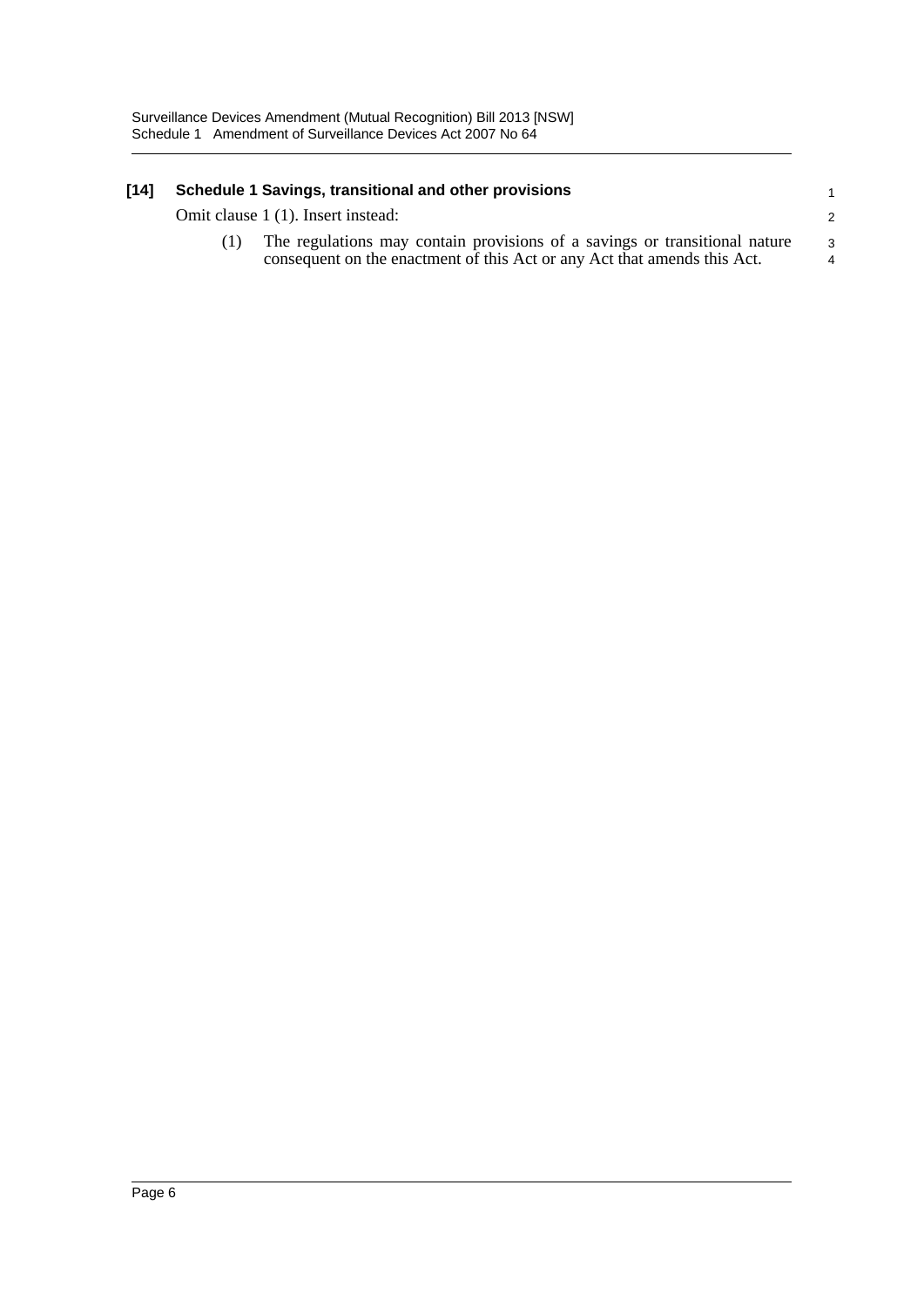**[14] Schedule 1 Savings, transitional and other provisions**

Omit clause 1 (1). Insert instead:

(1) The regulations may contain provisions of a savings or transitional nature consequent on the enactment of this Act or any Act that amends this Act.